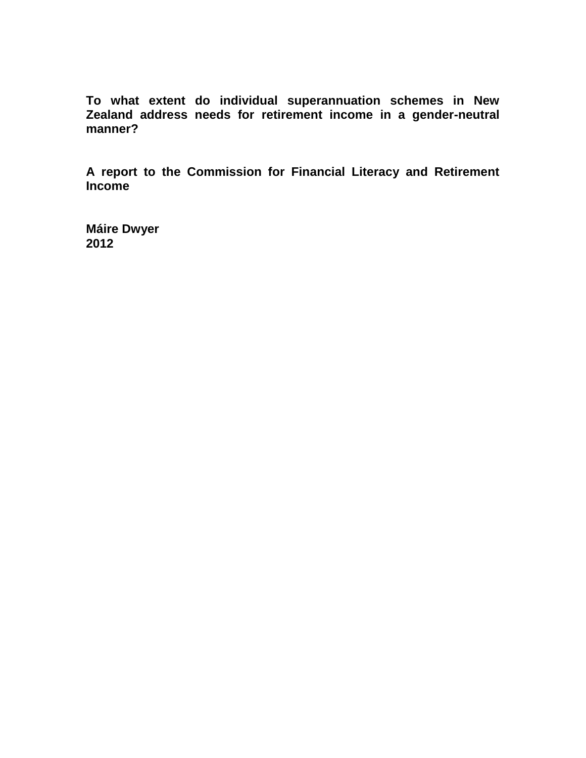# To what extent do individual superannuation schemes in New Zealand address needs for retirement income in a gender-neutral manner?

**A report to the Commission for Financial Literacy and Retirement Income**

**Máire Dwyer**
**2012**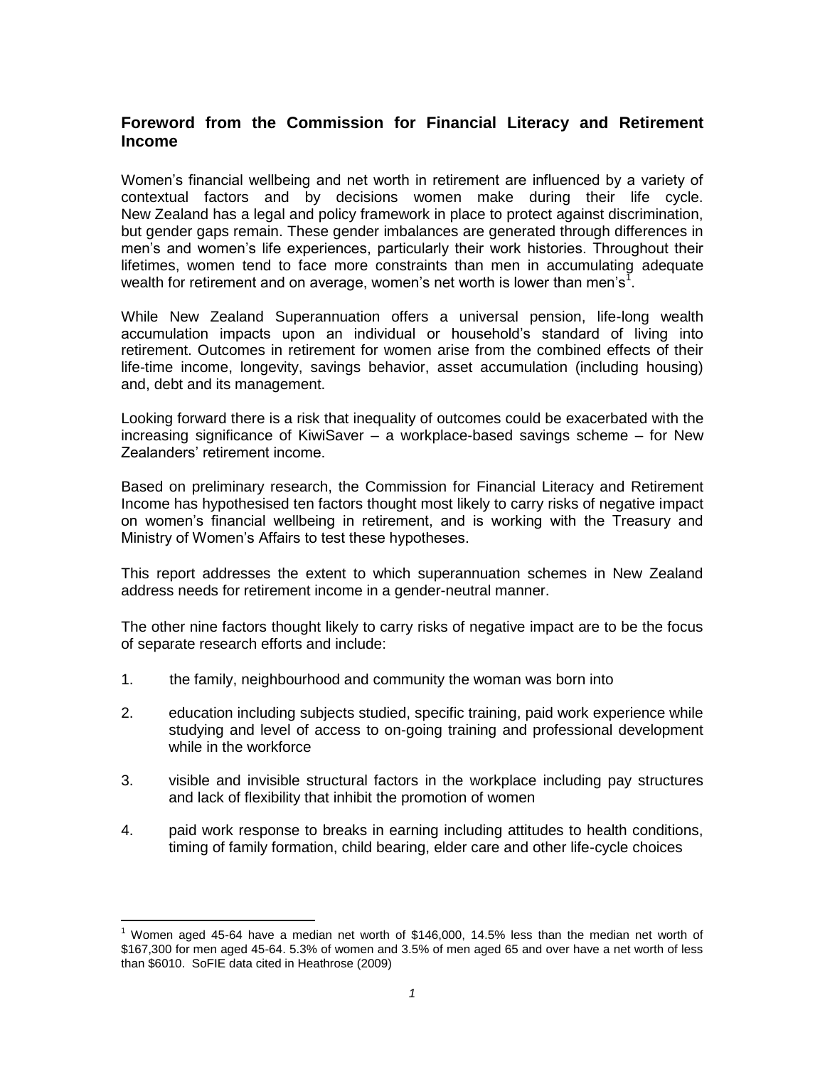## Foreword from the Commission for Financial Literacy and Retirement Income

Women's financial wellbeing and net worth in retirement are influenced by a variety of contextual factors and by decisions women make during their life cycle. New Zealand has a legal and policy framework in place to protect against discrimination, but gender gaps remain. These gender imbalances are generated through differences in men's and women's life experiences, particularly their work histories. Throughout their lifetimes, women tend to face more constraints than men in accumulating adequate wealth for retirement and on average, women's net worth is lower than men's[1].

While New Zealand Superannuation offers a universal pension, life-long wealth accumulation impacts upon an individual or household's standard of living into retirement. Outcomes in retirement for women arise from the combined effects of their life-time income, longevity, savings behavior, asset accumulation (including housing) and, debt and its management.

Looking forward there is a risk that inequality of outcomes could be exacerbated with the increasing significance of KiwiSaver – a workplace-based savings scheme – for New Zealanders' retirement income.

Based on preliminary research, the Commission for Financial Literacy and Retirement Income has hypothesised ten factors thought most likely to carry risks of negative impact on women's financial wellbeing in retirement, and is working with the Treasury and Ministry of Women's Affairs to test these hypotheses.

This report addresses the extent to which superannuation schemes in New Zealand address needs for retirement income in a gender-neutral manner.

The other nine factors thought likely to carry risks of negative impact are to be the focus of separate research efforts and include:

1. the family, neighbourhood and community the woman was born into

2. education including subjects studied, specific training, paid work experience while studying and level of access to on-going training and professional development while in the workforce

3. visible and invisible structural factors in the workplace including pay structures and lack of flexibility that inhibit the promotion of women

4. paid work response to breaks in earning including attitudes to health conditions, timing of family formation, child bearing, elder care and other life-cycle choices

---

[1] Women aged 45-64 have a median net worth of $146,000, 14.5% less than the median net worth of $167,300 for men aged 45-64. 5.3% of women and 3.5% of men aged 65 and over have a net worth of less than $6010. SoFIE data cited in Heathrose (2009)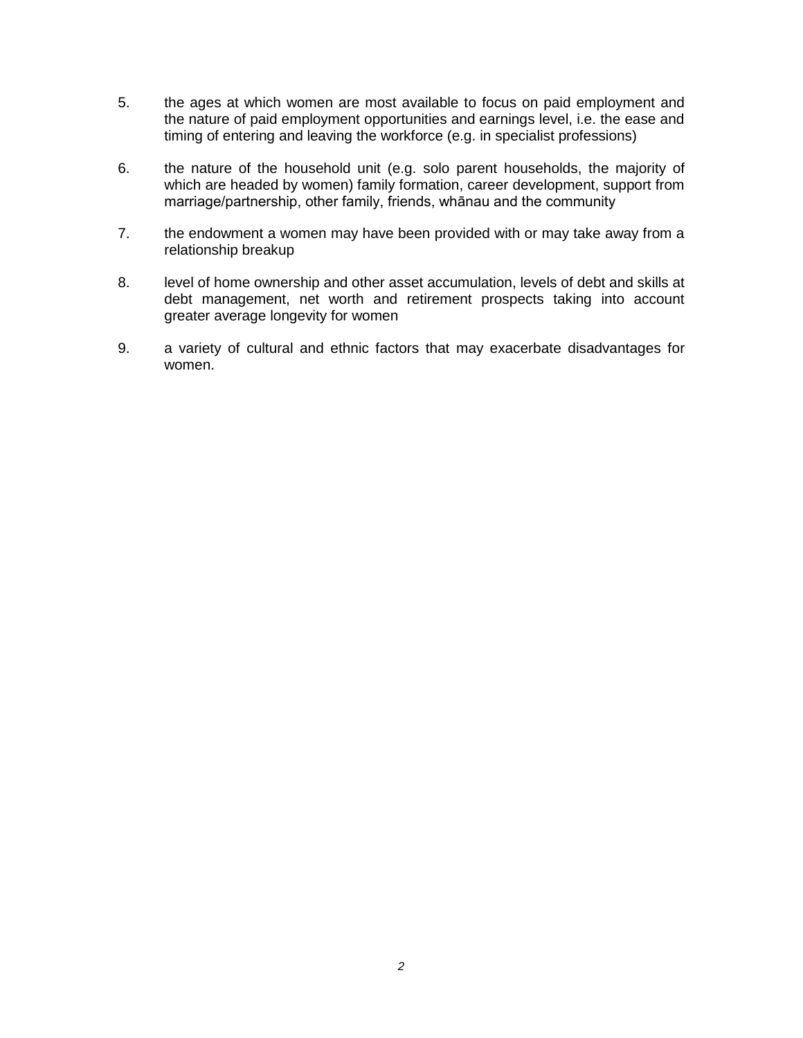5. the ages at which women are most available to focus on paid employment and the nature of paid employment opportunities and earnings level, i.e. the ease and timing of entering and leaving the workforce (e.g. in specialist professions)

6. the nature of the household unit (e.g. solo parent households, the majority of which are headed by women) family formation, career development, support from marriage/partnership, other family, friends, whānau and the community

7. the endowment a women may have been provided with or may take away from a relationship breakup

8. level of home ownership and other asset accumulation, levels of debt and skills at debt management, net worth and retirement prospects taking into account greater average longevity for women

9. a variety of cultural and ethnic factors that may exacerbate disadvantages for women.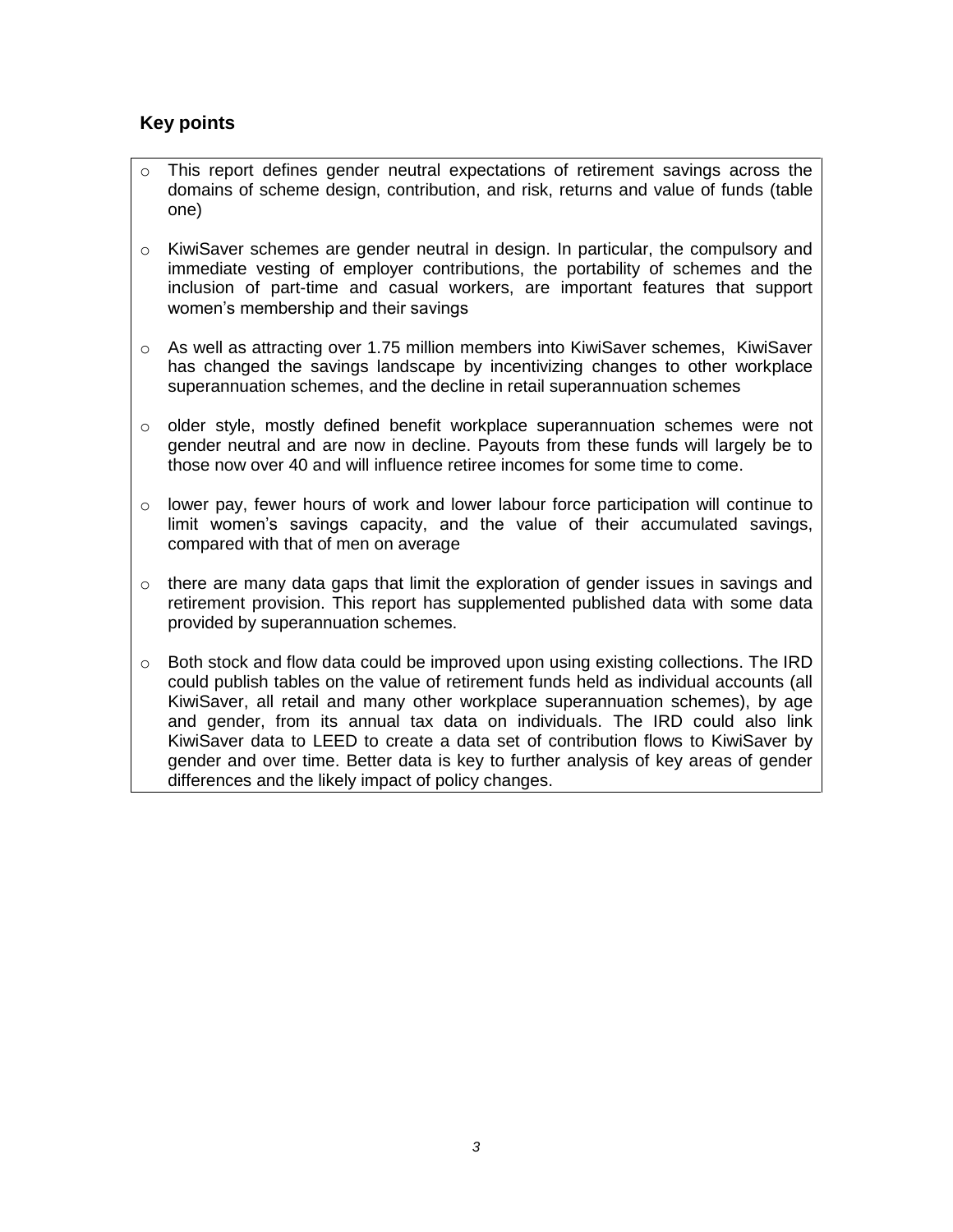## Key points

- This report defines gender neutral expectations of retirement savings across the domains of scheme design, contribution, and risk, returns and value of funds (table one)
- KiwiSaver schemes are gender neutral in design. In particular, the compulsory and immediate vesting of employer contributions, the portability of schemes and the inclusion of part-time and casual workers, are important features that support women's membership and their savings
- As well as attracting over 1.75 million members into KiwiSaver schemes, KiwiSaver has changed the savings landscape by incentivizing changes to other workplace superannuation schemes, and the decline in retail superannuation schemes
- older style, mostly defined benefit workplace superannuation schemes were not gender neutral and are now in decline. Payouts from these funds will largely be to those now over 40 and will influence retiree incomes for some time to come.
- lower pay, fewer hours of work and lower labour force participation will continue to limit women's savings capacity, and the value of their accumulated savings, compared with that of men on average
- there are many data gaps that limit the exploration of gender issues in savings and retirement provision. This report has supplemented published data with some data provided by superannuation schemes.
- Both stock and flow data could be improved upon using existing collections. The IRD could publish tables on the value of retirement funds held as individual accounts (all KiwiSaver, all retail and many other workplace superannuation schemes), by age and gender, from its annual tax data on individuals. The IRD could also link KiwiSaver data to LEED to create a data set of contribution flows to KiwiSaver by gender and over time. Better data is key to further analysis of key areas of gender differences and the likely impact of policy changes.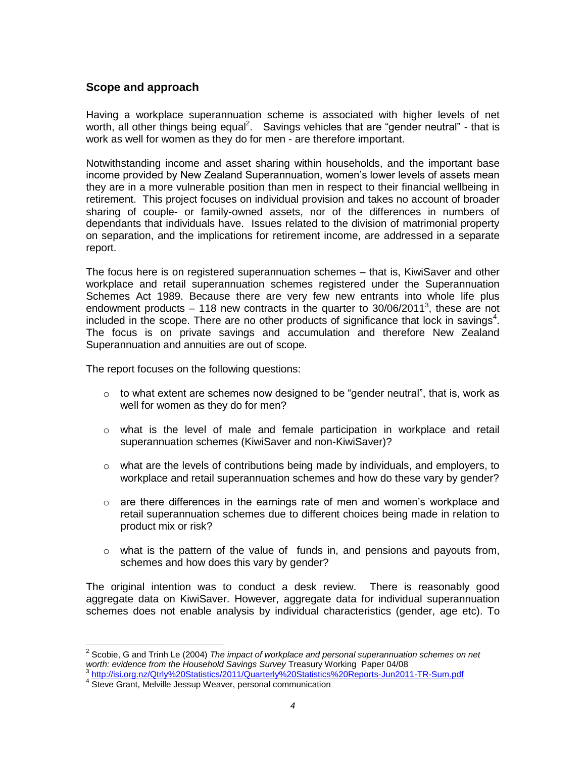## Scope and approach

Having a workplace superannuation scheme is associated with higher levels of net worth, all other things being equal[2]. Savings vehicles that are "gender neutral" - that is work as well for women as they do for men - are therefore important.

Notwithstanding income and asset sharing within households, and the important base income provided by New Zealand Superannuation, women's lower levels of assets mean they are in a more vulnerable position than men in respect to their financial wellbeing in retirement. This project focuses on individual provision and takes no account of broader sharing of couple- or family-owned assets, nor of the differences in numbers of dependants that individuals have. Issues related to the division of matrimonial property on separation, and the implications for retirement income, are addressed in a separate report.

The focus here is on registered superannuation schemes – that is, KiwiSaver and other workplace and retail superannuation schemes registered under the Superannuation Schemes Act 1989. Because there are very few new entrants into whole life plus endowment products – 118 new contracts in the quarter to 30/06/2011[3], these are not included in the scope. There are no other products of significance that lock in savings[4]. The focus is on private savings and accumulation and therefore New Zealand Superannuation and annuities are out of scope.

The report focuses on the following questions:

- to what extent are schemes now designed to be "gender neutral", that is, work as well for women as they do for men?
- what is the level of male and female participation in workplace and retail superannuation schemes (KiwiSaver and non-KiwiSaver)?
- what are the levels of contributions being made by individuals, and employers, to workplace and retail superannuation schemes and how do these vary by gender?
- are there differences in the earnings rate of men and women's workplace and retail superannuation schemes due to different choices being made in relation to product mix or risk?
- what is the pattern of the value of funds in, and pensions and payouts from, schemes and how does this vary by gender?

The original intention was to conduct a desk review. There is reasonably good aggregate data on KiwiSaver. However, aggregate data for individual superannuation schemes does not enable analysis by individual characteristics (gender, age etc). To

---

[2] Scobie, G and Trinh Le (2004) *The impact of workplace and personal superannuation schemes on net worth: evidence from the Household Savings Survey* Treasury Working Paper 04/08

[3] http://isi.org.nz/Qtrly%20Statistics/2011/Quarterly%20Statistics%20Reports-Jun2011-TR-Sum.pdf

[4] Steve Grant, Melville Jessup Weaver, personal communication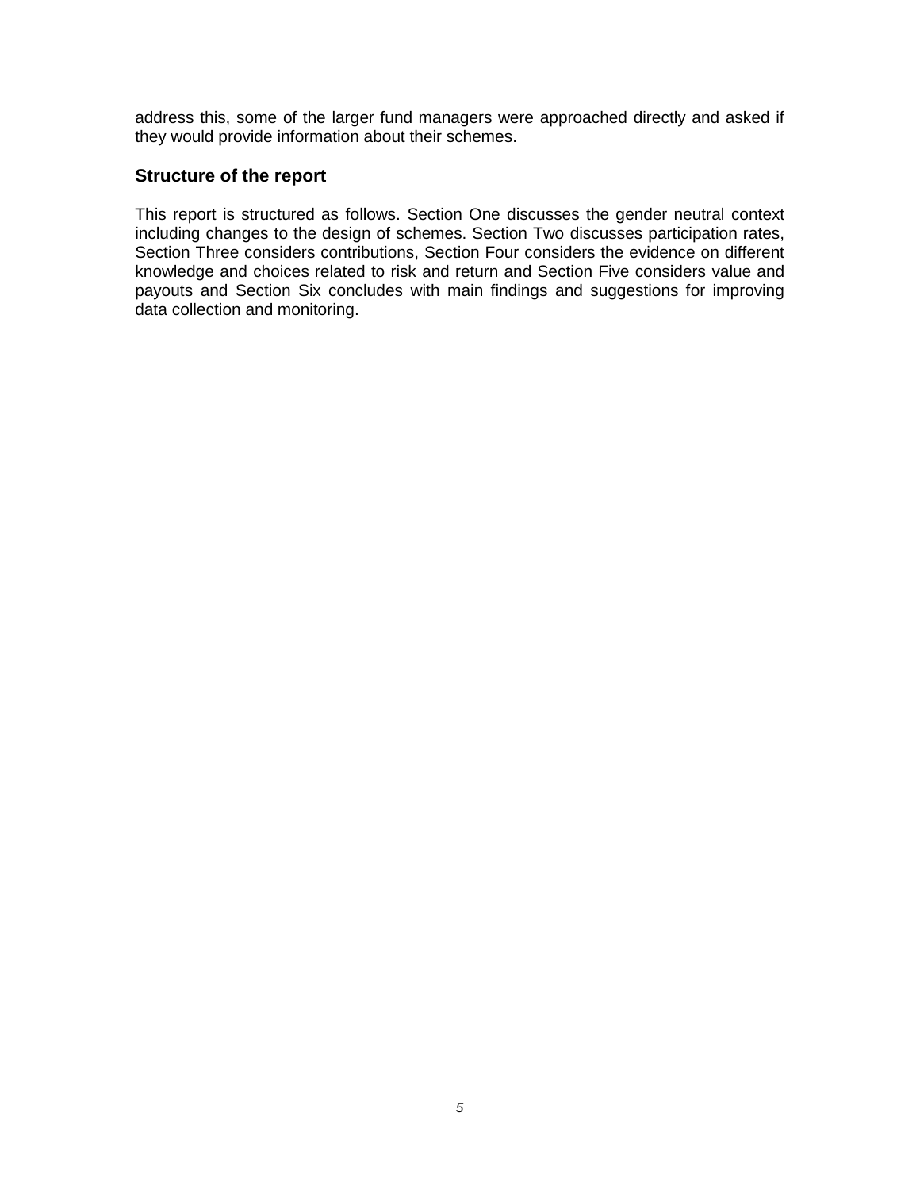address this, some of the larger fund managers were approached directly and asked if they would provide information about their schemes.

## Structure of the report

This report is structured as follows. Section One discusses the gender neutral context including changes to the design of schemes. Section Two discusses participation rates, Section Three considers contributions, Section Four considers the evidence on different knowledge and choices related to risk and return and Section Five considers value and payouts and Section Six concludes with main findings and suggestions for improving data collection and monitoring.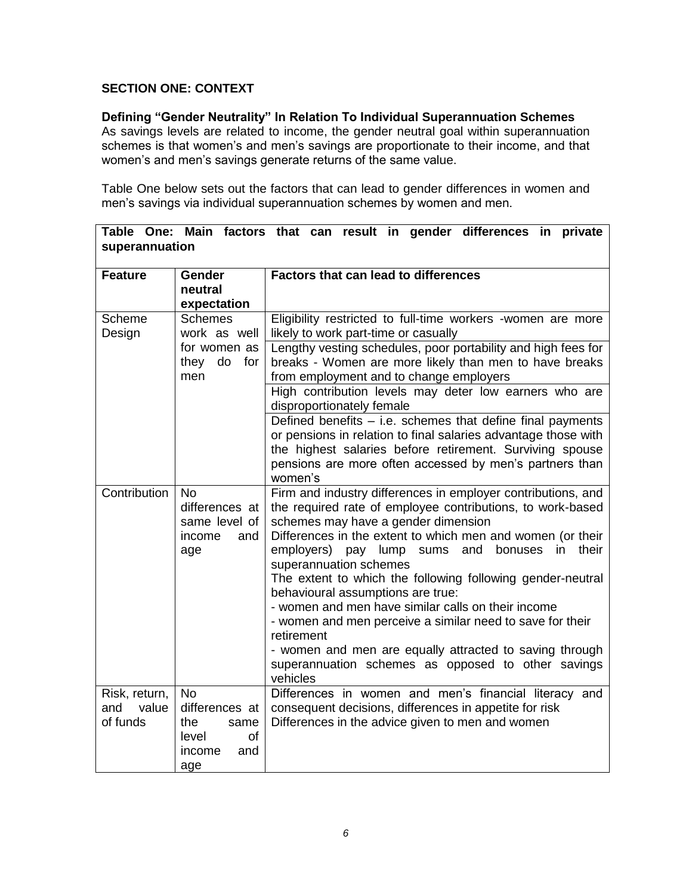## SECTION ONE: CONTEXT

### Defining "Gender Neutrality" In Relation To Individual Superannuation Schemes

As savings levels are related to income, the gender neutral goal within superannuation schemes is that women's and men's savings are proportionate to their income, and that women's and men's savings generate returns of the same value.

Table One below sets out the factors that can lead to gender differences in women and men's savings via individual superannuation schemes by women and men.

**Table One: Main factors that can result in gender differences in private superannuation**

| Feature | Gender neutral expectation | Factors that can lead to differences |
|---|---|---|
| Scheme Design | Schemes work as well for women as they do for men | Eligibility restricted to full-time workers -women are more likely to work part-time or casually |
| | | Lengthy vesting schedules, poor portability and high fees for breaks - Women are more likely than men to have breaks from employment and to change employers |
| | | High contribution levels may deter low earners who are disproportionately female |
| | | Defined benefits – i.e. schemes that define final payments or pensions in relation to final salaries advantage those with the highest salaries before retirement. Surviving spouse pensions are more often accessed by men's partners than women's |
| Contribution | No differences at same level of income and age | Firm and industry differences in employer contributions, and the required rate of employee contributions, to work-based schemes may have a gender dimension<br>Differences in the extent to which men and women (or their employers) pay lump sums and bonuses in their superannuation schemes<br>The extent to which the following following gender-neutral behavioural assumptions are true:<br>- women and men have similar calls on their income<br>- women and men perceive a similar need to save for their retirement<br>- women and men are equally attracted to saving through superannuation schemes as opposed to other savings vehicles |
| Risk, return, and value of funds | No differences at the same level of income and age | Differences in women and men's financial literacy and consequent decisions, differences in appetite for risk<br>Differences in the advice given to men and women |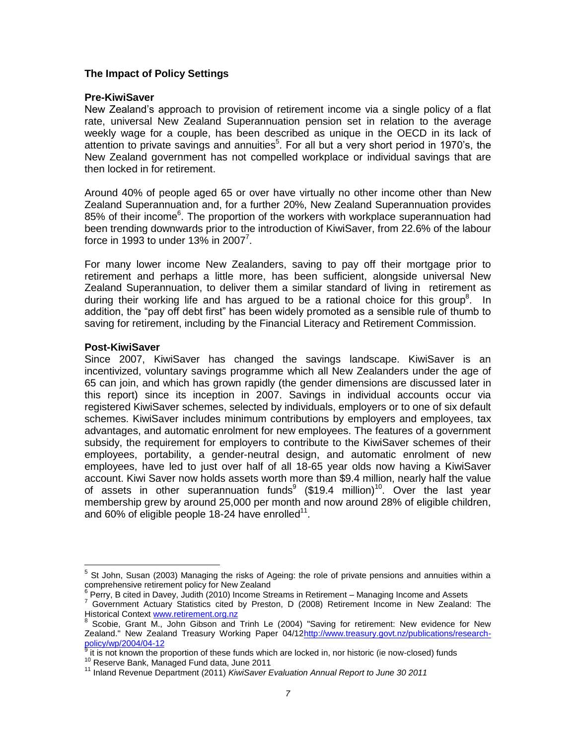## The Impact of Policy Settings

### Pre-KiwiSaver

New Zealand's approach to provision of retirement income via a single policy of a flat rate, universal New Zealand Superannuation pension set in relation to the average weekly wage for a couple, has been described as unique in the OECD in its lack of attention to private savings and annuities[5]. For all but a very short period in 1970's, the New Zealand government has not compelled workplace or individual savings that are then locked in for retirement.

Around 40% of people aged 65 or over have virtually no other income other than New Zealand Superannuation and, for a further 20%, New Zealand Superannuation provides 85% of their income[6]. The proportion of the workers with workplace superannuation had been trending downwards prior to the introduction of KiwiSaver, from 22.6% of the labour force in 1993 to under 13% in 2007[7].

For many lower income New Zealanders, saving to pay off their mortgage prior to retirement and perhaps a little more, has been sufficient, alongside universal New Zealand Superannuation, to deliver them a similar standard of living in retirement as during their working life and has argued to be a rational choice for this group[8]. In addition, the "pay off debt first" has been widely promoted as a sensible rule of thumb to saving for retirement, including by the Financial Literacy and Retirement Commission.

### Post-KiwiSaver

Since 2007, KiwiSaver has changed the savings landscape. KiwiSaver is an incentivized, voluntary savings programme which all New Zealanders under the age of 65 can join, and which has grown rapidly (the gender dimensions are discussed later in this report) since its inception in 2007. Savings in individual accounts occur via registered KiwiSaver schemes, selected by individuals, employers or to one of six default schemes. KiwiSaver includes minimum contributions by employers and employees, tax advantages, and automatic enrolment for new employees. The features of a government subsidy, the requirement for employers to contribute to the KiwiSaver schemes of their employees, portability, a gender-neutral design, and automatic enrolment of new employees, have led to just over half of all 18-65 year olds now having a KiwiSaver account. Kiwi Saver now holds assets worth more than \$9.4 million, nearly half the value of assets in other superannuation funds[9] (\$19.4 million)[10]. Over the last year membership grew by around 25,000 per month and now around 28% of eligible children, and 60% of eligible people 18-24 have enrolled[11].

---

[5] St John, Susan (2003) Managing the risks of Ageing: the role of private pensions and annuities within a comprehensive retirement policy for New Zealand

[6] Perry, B cited in Davey, Judith (2010) Income Streams in Retirement – Managing Income and Assets

[7] Government Actuary Statistics cited by Preston, D (2008) Retirement Income in New Zealand: The Historical Context www.retirement.org.nz

[8] Scobie, Grant M., John Gibson and Trinh Le (2004) "Saving for retirement: New evidence for New Zealand." New Zealand Treasury Working Paper 04/12http://www.treasury.govt.nz/publications/research-policy/wp/2004/04-12

[9] it is not known the proportion of these funds which are locked in, nor historic (ie now-closed) funds

[10] Reserve Bank, Managed Fund data, June 2011

[11] Inland Revenue Department (2011) *KiwiSaver Evaluation Annual Report to June 30 2011*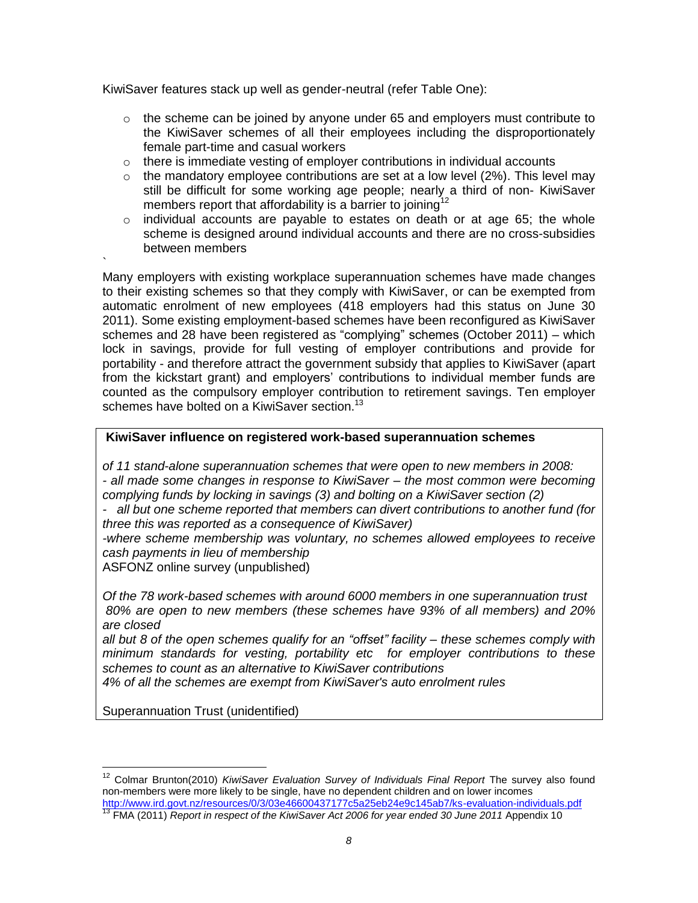KiwiSaver features stack up well as gender-neutral (refer Table One):

- the scheme can be joined by anyone under 65 and employers must contribute to the KiwiSaver schemes of all their employees including the disproportionately female part-time and casual workers
- there is immediate vesting of employer contributions in individual accounts
- the mandatory employee contributions are set at a low level (2%). This level may still be difficult for some working age people; nearly a third of non- KiwiSaver members report that affordability is a barrier to joining[12]
- individual accounts are payable to estates on death or at age 65; the whole scheme is designed around individual accounts and there are no cross-subsidies between members

`

Many employers with existing workplace superannuation schemes have made changes to their existing schemes so that they comply with KiwiSaver, or can be exempted from automatic enrolment of new employees (418 employers had this status on June 30 2011). Some existing employment-based schemes have been reconfigured as KiwiSaver schemes and 28 have been registered as "complying" schemes (October 2011) – which lock in savings, provide for full vesting of employer contributions and provide for portability - and therefore attract the government subsidy that applies to KiwiSaver (apart from the kickstart grant) and employers' contributions to individual member funds are counted as the compulsory employer contribution to retirement savings. Ten employer schemes have bolted on a KiwiSaver section.[13]

**KiwiSaver influence on registered work-based superannuation schemes**

*of 11 stand-alone superannuation schemes that were open to new members in 2008:*
*- all made some changes in response to KiwiSaver – the most common were becoming complying funds by locking in savings (3) and bolting on a KiwiSaver section (2)*
*- all but one scheme reported that members can divert contributions to another fund (for three this was reported as a consequence of KiwiSaver)*
*-where scheme membership was voluntary, no schemes allowed employees to receive cash payments in lieu of membership*
ASFONZ online survey (unpublished)

*Of the 78 work-based schemes with around 6000 members in one superannuation trust 80% are open to new members (these schemes have 93% of all members) and 20% are closed*
*all but 8 of the open schemes qualify for an "offset" facility – these schemes comply with minimum standards for vesting, portability etc for employer contributions to these schemes to count as an alternative to KiwiSaver contributions*
*4% of all the schemes are exempt from KiwiSaver's auto enrolment rules*

Superannuation Trust (unidentified)

---

[12] Colmar Brunton(2010) *KiwiSaver Evaluation Survey of Individuals Final Report* The survey also found non-members were more likely to be single, have no dependent children and on lower incomes http://www.ird.govt.nz/resources/0/3/03e46600437177c5a25eb24e9c145ab7/ks-evaluation-individuals.pdf

[13] FMA (2011) *Report in respect of the KiwiSaver Act 2006 for year ended 30 June 2011* Appendix 10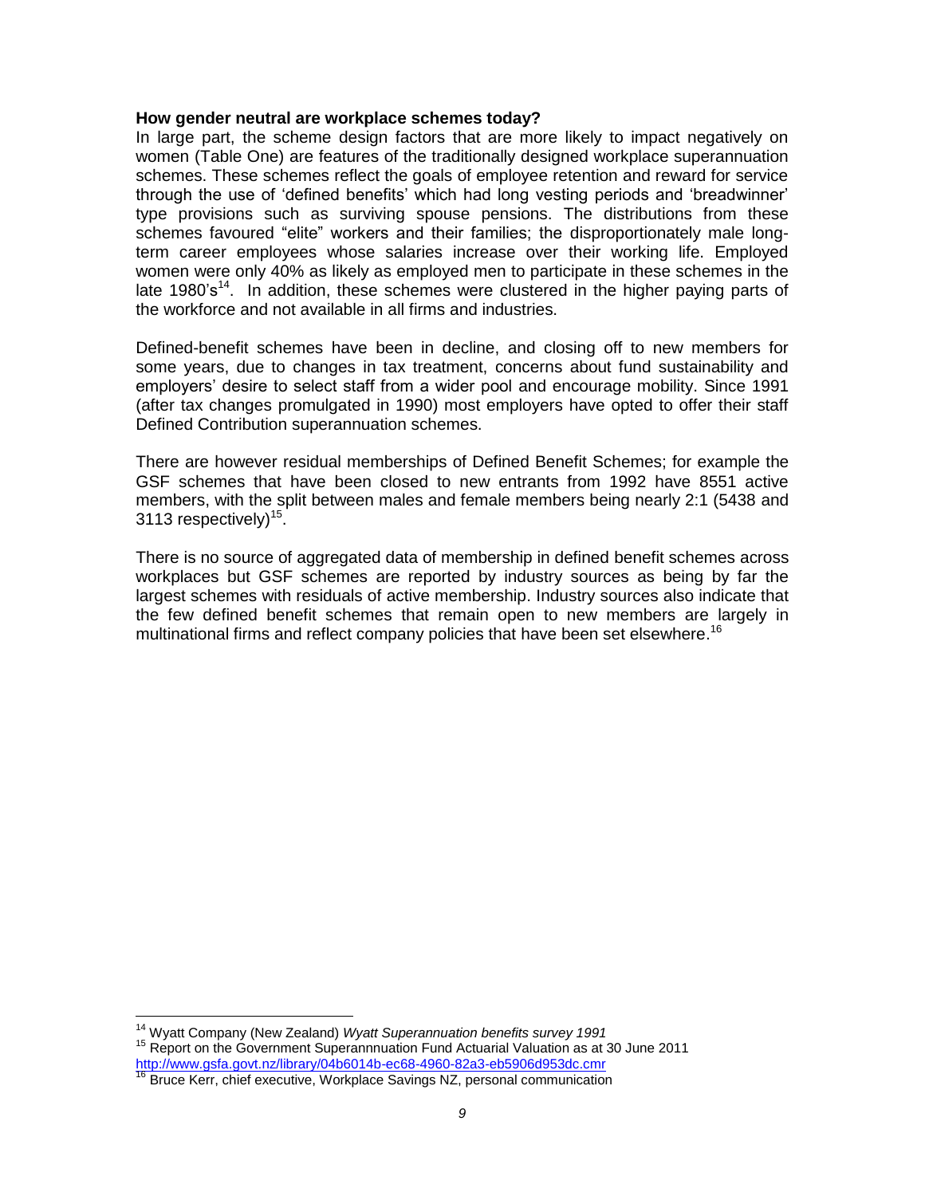**How gender neutral are workplace schemes today?**

In large part, the scheme design factors that are more likely to impact negatively on women (Table One) are features of the traditionally designed workplace superannuation schemes. These schemes reflect the goals of employee retention and reward for service through the use of 'defined benefits' which had long vesting periods and 'breadwinner' type provisions such as surviving spouse pensions. The distributions from these schemes favoured "elite" workers and their families; the disproportionately male long-term career employees whose salaries increase over their working life. Employed women were only 40% as likely as employed men to participate in these schemes in the late 1980's[14]. In addition, these schemes were clustered in the higher paying parts of the workforce and not available in all firms and industries.

Defined-benefit schemes have been in decline, and closing off to new members for some years, due to changes in tax treatment, concerns about fund sustainability and employers' desire to select staff from a wider pool and encourage mobility. Since 1991 (after tax changes promulgated in 1990) most employers have opted to offer their staff Defined Contribution superannuation schemes.

There are however residual memberships of Defined Benefit Schemes; for example the GSF schemes that have been closed to new entrants from 1992 have 8551 active members, with the split between males and female members being nearly 2:1 (5438 and 3113 respectively)[15].

There is no source of aggregated data of membership in defined benefit schemes across workplaces but GSF schemes are reported by industry sources as being by far the largest schemes with residuals of active membership. Industry sources also indicate that the few defined benefit schemes that remain open to new members are largely in multinational firms and reflect company policies that have been set elsewhere.[16]

---

[14] Wyatt Company (New Zealand) *Wyatt Superannuation benefits survey 1991*

[15] Report on the Government Superannnuation Fund Actuarial Valuation as at 30 June 2011 http://www.gsfa.govt.nz/library/04b6014b-ec68-4960-82a3-eb5906d953dc.cmr

[16] Bruce Kerr, chief executive, Workplace Savings NZ, personal communication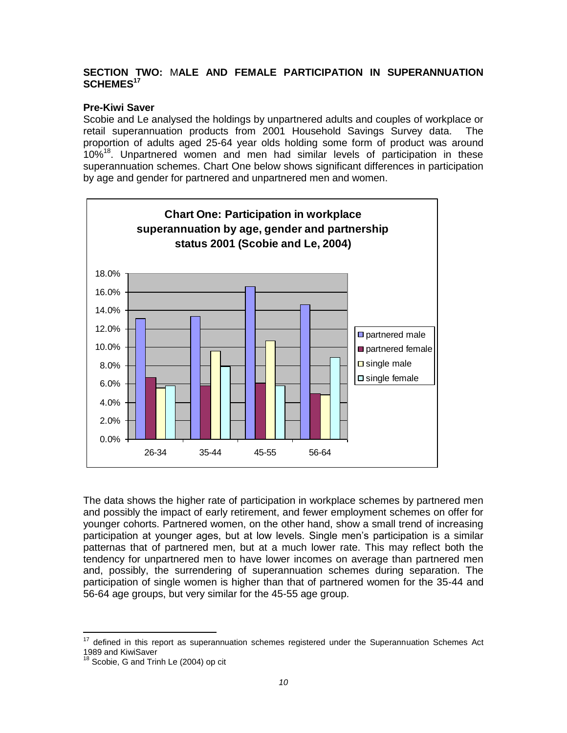## SECTION TWO: MALE AND FEMALE PARTICIPATION IN SUPERANNUATION SCHEMES[17]

### Pre-Kiwi Saver

Scobie and Le analysed the holdings by unpartnered adults and couples of workplace or retail superannuation products from 2001 Household Savings Survey data. The proportion of adults aged 25-64 year olds holding some form of product was around 10%[18]. Unpartnered women and men had similar levels of participation in these superannuation schemes. Chart One below shows significant differences in participation by age and gender for partnered and unpartnered men and women.

**Chart One: Participation in workplace superannuation by age, gender and partnership status 2001 (Scobie and Le, 2004)**

The data shows the higher rate of participation in workplace schemes by partnered men and possibly the impact of early retirement, and fewer employment schemes on offer for younger cohorts. Partnered women, on the other hand, show a small trend of increasing participation at younger ages, but at low levels. Single men's participation is a similar patternas that of partnered men, but at a much lower rate. This may reflect both the tendency for unpartnered men to have lower incomes on average than partnered men and, possibly, the surrendering of superannuation schemes during separation. The participation of single women is higher than that of partnered women for the 35-44 and 56-64 age groups, but very similar for the 45-55 age group.

---

[17] defined in this report as superannuation schemes registered under the Superannuation Schemes Act 1989 and KiwiSaver

[18] Scobie, G and Trinh Le (2004) op cit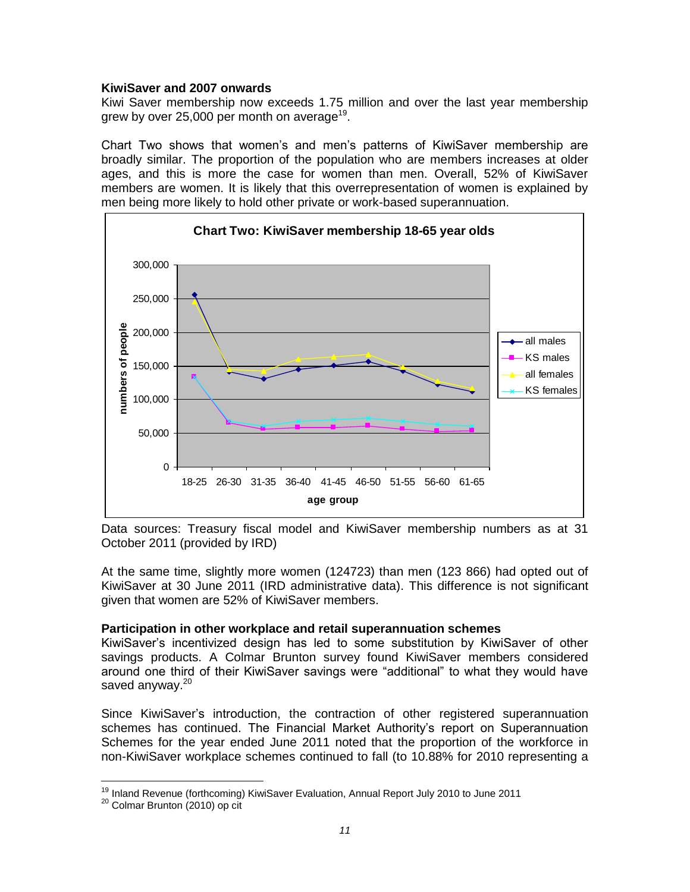**KiwiSaver and 2007 onwards**

Kiwi Saver membership now exceeds 1.75 million and over the last year membership grew by over 25,000 per month on average[19].

Chart Two shows that women's and men's patterns of KiwiSaver membership are broadly similar. The proportion of the population who are members increases at older ages, and this is more the case for women than men. Overall, 52% of KiwiSaver members are women. It is likely that this overrepresentation of women is explained by men being more likely to hold other private or work-based superannuation.

**Chart Two: KiwiSaver membership 18-65 year olds**

Data sources: Treasury fiscal model and KiwiSaver membership numbers as at 31 October 2011 (provided by IRD)

At the same time, slightly more women (124723) than men (123 866) had opted out of KiwiSaver at 30 June 2011 (IRD administrative data). This difference is not significant given that women are 52% of KiwiSaver members.

**Participation in other workplace and retail superannuation schemes**

KiwiSaver's incentivized design has led to some substitution by KiwiSaver of other savings products. A Colmar Brunton survey found KiwiSaver members considered around one third of their KiwiSaver savings were "additional" to what they would have saved anyway.[20]

Since KiwiSaver's introduction, the contraction of other registered superannuation schemes has continued. The Financial Market Authority's report on Superannuation Schemes for the year ended June 2011 noted that the proportion of the workforce in non-KiwiSaver workplace schemes continued to fall (to 10.88% for 2010 representing a

---

[19] Inland Revenue (forthcoming) KiwiSaver Evaluation, Annual Report July 2010 to June 2011

[20] Colmar Brunton (2010) op cit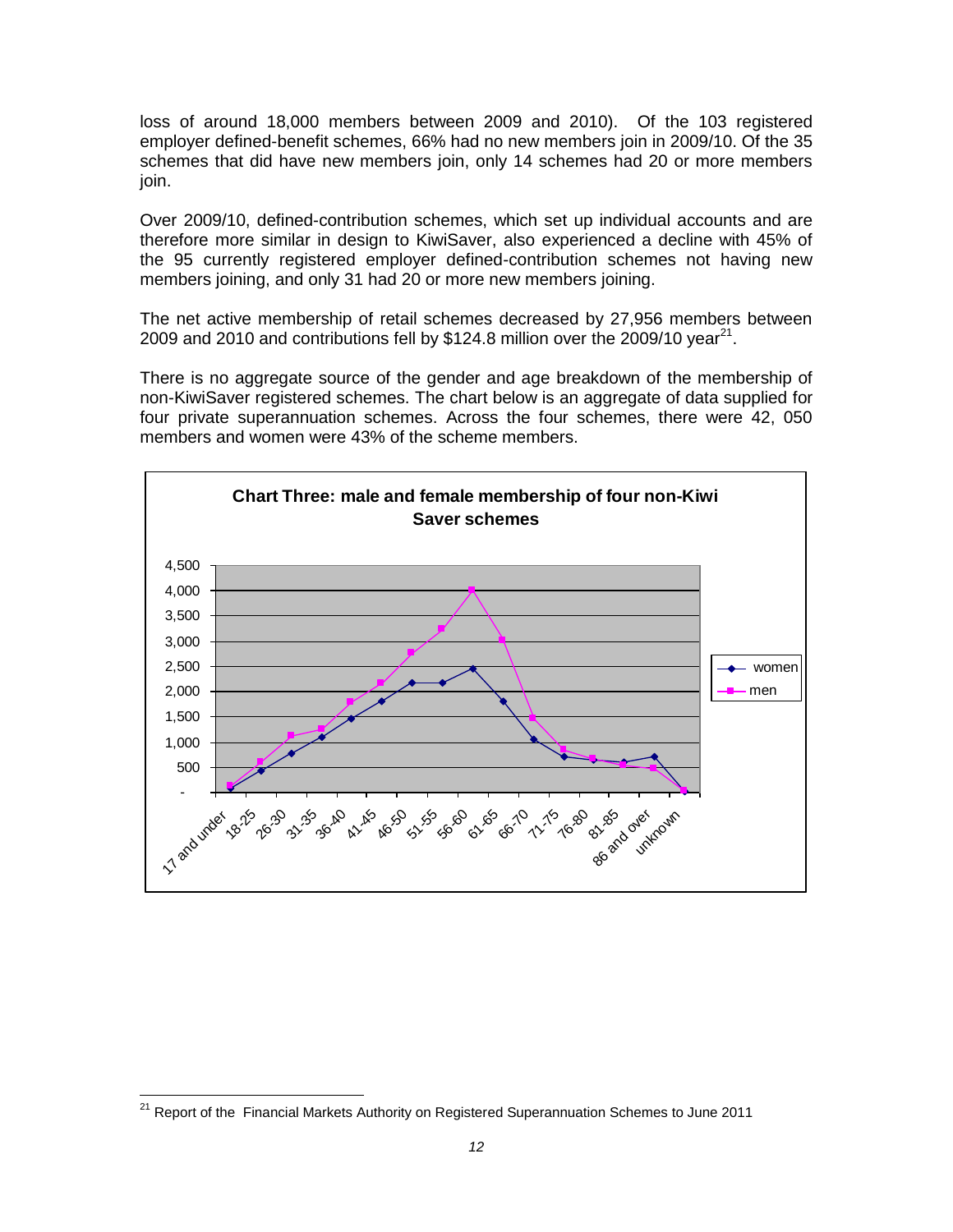loss of around 18,000 members between 2009 and 2010). Of the 103 registered employer defined-benefit schemes, 66% had no new members join in 2009/10. Of the 35 schemes that did have new members join, only 14 schemes had 20 or more members join.

Over 2009/10, defined-contribution schemes, which set up individual accounts and are therefore more similar in design to KiwiSaver, also experienced a decline with 45% of the 95 currently registered employer defined-contribution schemes not having new members joining, and only 31 had 20 or more new members joining.

The net active membership of retail schemes decreased by 27,956 members between 2009 and 2010 and contributions fell by $124.8 million over the 2009/10 year[21].

There is no aggregate source of the gender and age breakdown of the membership of non-KiwiSaver registered schemes. The chart below is an aggregate of data supplied for four private superannuation schemes. Across the four schemes, there were 42, 050 members and women were 43% of the scheme members.

**Chart Three: male and female membership of four non-Kiwi Saver schemes**

---

[21] Report of the Financial Markets Authority on Registered Superannuation Schemes to June 2011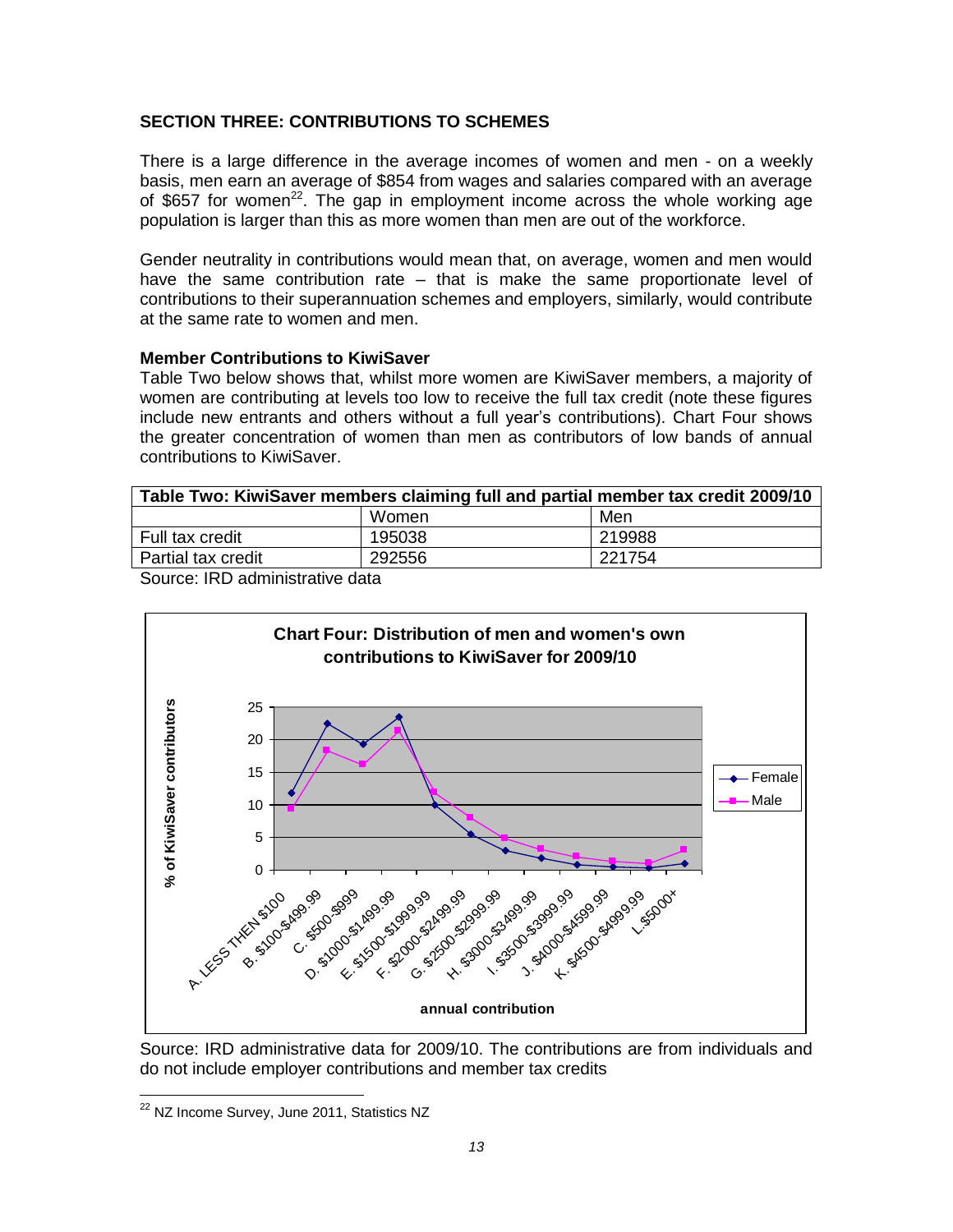## SECTION THREE: CONTRIBUTIONS TO SCHEMES

There is a large difference in the average incomes of women and men - on a weekly basis, men earn an average of $854 from wages and salaries compared with an average of $657 for women[22]. The gap in employment income across the whole working age population is larger than this as more women than men are out of the workforce.

Gender neutrality in contributions would mean that, on average, women and men would have the same contribution rate – that is make the same proportionate level of contributions to their superannuation schemes and employers, similarly, would contribute at the same rate to women and men.

### Member Contributions to KiwiSaver

Table Two below shows that, whilst more women are KiwiSaver members, a majority of women are contributing at levels too low to receive the full tax credit (note these figures include new entrants and others without a full year's contributions). Chart Four shows the greater concentration of women than men as contributors of low bands of annual contributions to KiwiSaver.

**Table Two: KiwiSaver members claiming full and partial member tax credit 2009/10**

| | Women | Men |
|---|---|---|
| Full tax credit | 195038 | 219988 |
| Partial tax credit | 292556 | 221754 |

Source: IRD administrative data

**Chart Four: Distribution of men and women's own contributions to KiwiSaver for 2009/10**

Source: IRD administrative data for 2009/10. The contributions are from individuals and do not include employer contributions and member tax credits

[22] NZ Income Survey, June 2011, Statistics NZ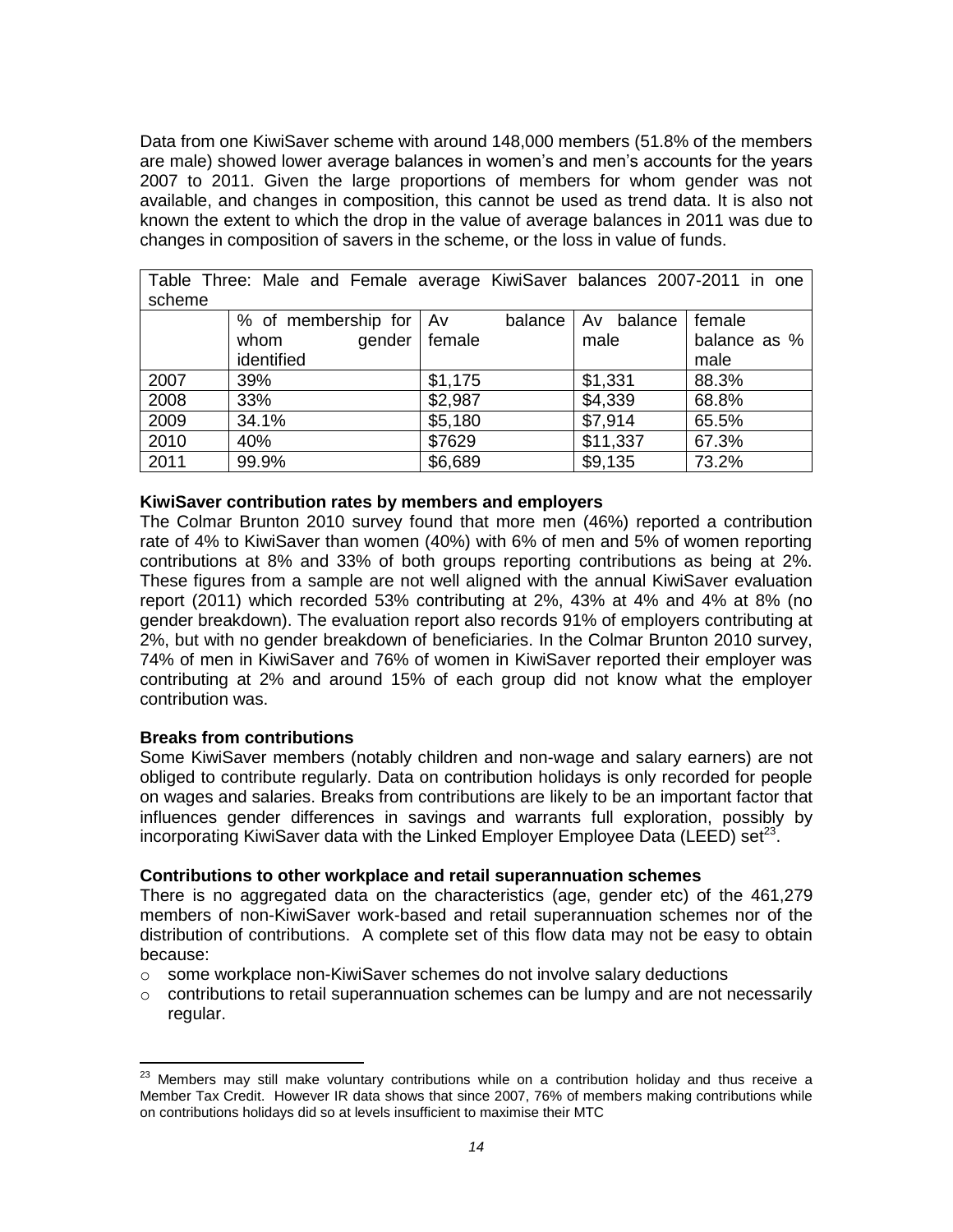Data from one KiwiSaver scheme with around 148,000 members (51.8% of the members are male) showed lower average balances in women's and men's accounts for the years 2007 to 2011. Given the large proportions of members for whom gender was not available, and changes in composition, this cannot be used as trend data. It is also not known the extent to which the drop in the value of average balances in 2011 was due to changes in composition of savers in the scheme, or the loss in value of funds.

Table Three: Male and Female average KiwiSaver balances 2007-2011 in one scheme

| | % of membership for whom gender identified | Av balance female | Av balance male | female balance as % male |
|---|---|---|---|---|
| 2007 | 39% | $1,175 | $1,331 | 88.3% |
| 2008 | 33% | $2,987 | $4,339 | 68.8% |
| 2009 | 34.1% | $5,180 | $7,914 | 65.5% |
| 2010 | 40% | $7629 | $11,337 | 67.3% |
| 2011 | 99.9% | $6,689 | $9,135 | 73.2% |

**KiwiSaver contribution rates by members and employers**

The Colmar Brunton 2010 survey found that more men (46%) reported a contribution rate of 4% to KiwiSaver than women (40%) with 6% of men and 5% of women reporting contributions at 8% and 33% of both groups reporting contributions as being at 2%. These figures from a sample are not well aligned with the annual KiwiSaver evaluation report (2011) which recorded 53% contributing at 2%, 43% at 4% and 4% at 8% (no gender breakdown). The evaluation report also records 91% of employers contributing at 2%, but with no gender breakdown of beneficiaries. In the Colmar Brunton 2010 survey, 74% of men in KiwiSaver and 76% of women in KiwiSaver reported their employer was contributing at 2% and around 15% of each group did not know what the employer contribution was.

**Breaks from contributions**

Some KiwiSaver members (notably children and non-wage and salary earners) are not obliged to contribute regularly. Data on contribution holidays is only recorded for people on wages and salaries. Breaks from contributions are likely to be an important factor that influences gender differences in savings and warrants full exploration, possibly by incorporating KiwiSaver data with the Linked Employer Employee Data (LEED) set[23].

**Contributions to other workplace and retail superannuation schemes**

There is no aggregated data on the characteristics (age, gender etc) of the 461,279 members of non-KiwiSaver work-based and retail superannuation schemes nor of the distribution of contributions. A complete set of this flow data may not be easy to obtain because:

- some workplace non-KiwiSaver schemes do not involve salary deductions
- contributions to retail superannuation schemes can be lumpy and are not necessarily regular.

[23] Members may still make voluntary contributions while on a contribution holiday and thus receive a Member Tax Credit. However IR data shows that since 2007, 76% of members making contributions while on contributions holidays did so at levels insufficient to maximise their MTC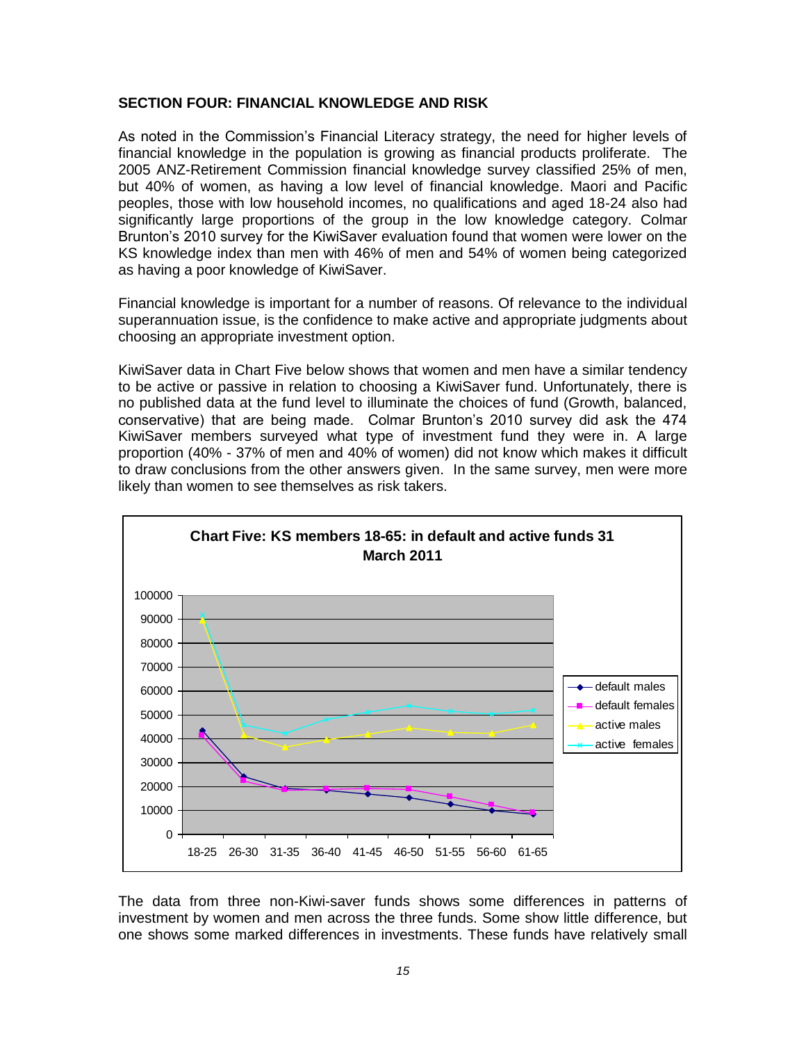### SECTION FOUR: FINANCIAL KNOWLEDGE AND RISK

As noted in the Commission's Financial Literacy strategy, the need for higher levels of financial knowledge in the population is growing as financial products proliferate. The 2005 ANZ-Retirement Commission financial knowledge survey classified 25% of men, but 40% of women, as having a low level of financial knowledge. Maori and Pacific peoples, those with low household incomes, no qualifications and aged 18-24 also had significantly large proportions of the group in the low knowledge category. Colmar Brunton's 2010 survey for the KiwiSaver evaluation found that women were lower on the KS knowledge index than men with 46% of men and 54% of women being categorized as having a poor knowledge of KiwiSaver.

Financial knowledge is important for a number of reasons. Of relevance to the individual superannuation issue, is the confidence to make active and appropriate judgments about choosing an appropriate investment option.

KiwiSaver data in Chart Five below shows that women and men have a similar tendency to be active or passive in relation to choosing a KiwiSaver fund. Unfortunately, there is no published data at the fund level to illuminate the choices of fund (Growth, balanced, conservative) that are being made. Colmar Brunton's 2010 survey did ask the 474 KiwiSaver members surveyed what type of investment fund they were in. A large proportion (40% - 37% of men and 40% of women) did not know which makes it difficult to draw conclusions from the other answers given. In the same survey, men were more likely than women to see themselves as risk takers.

**Chart Five: KS members 18-65: in default and active funds 31 March 2011**

The data from three non-Kiwi-saver funds shows some differences in patterns of investment by women and men across the three funds. Some show little difference, but one shows some marked differences in investments. These funds have relatively small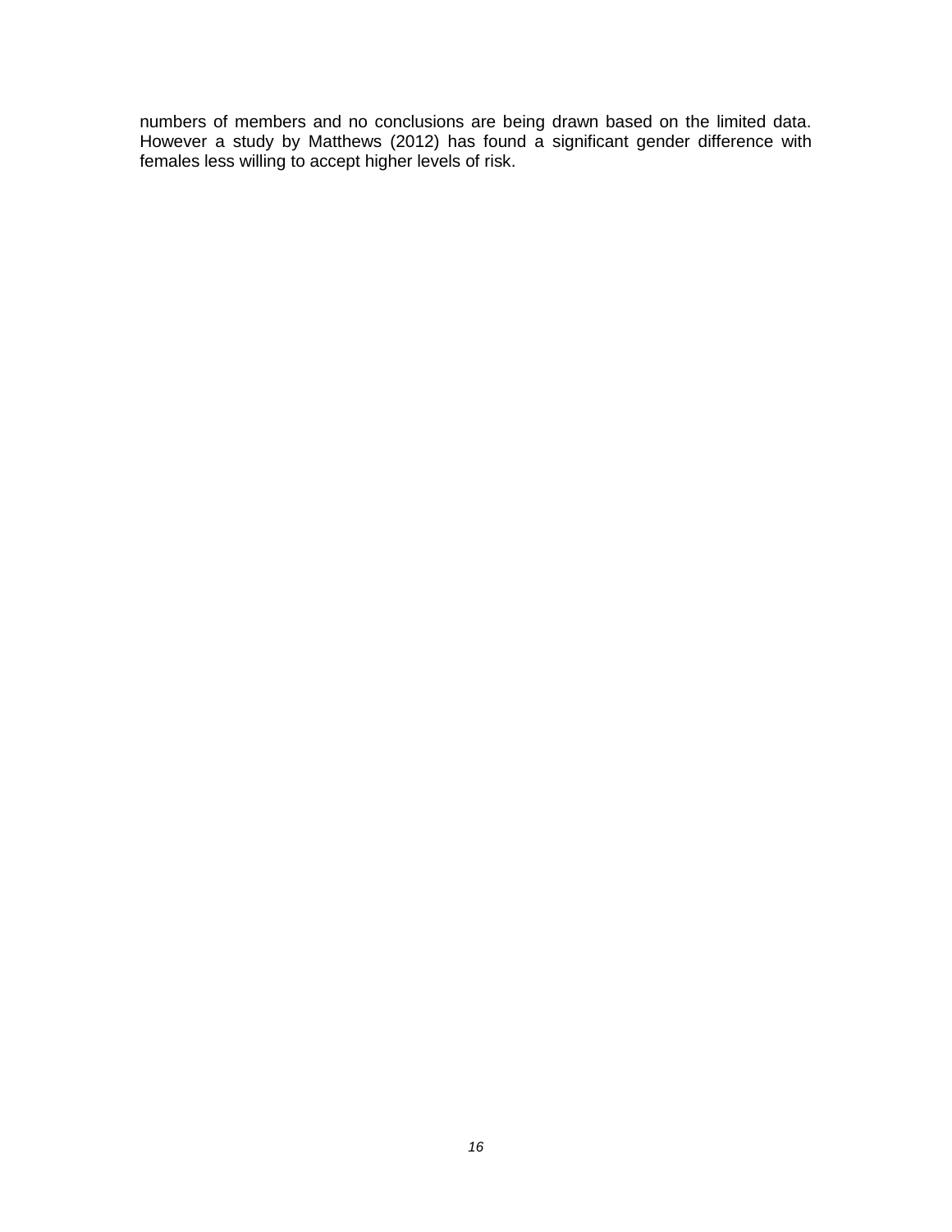numbers of members and no conclusions are being drawn based on the limited data. However a study by Matthews (2012) has found a significant gender difference with females less willing to accept higher levels of risk.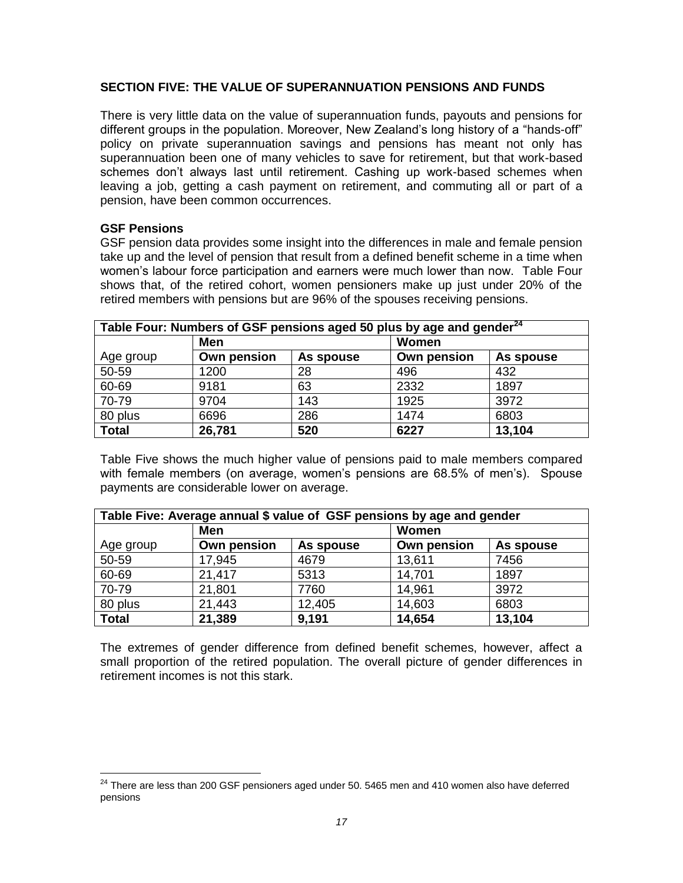## SECTION FIVE: THE VALUE OF SUPERANNUATION PENSIONS AND FUNDS

There is very little data on the value of superannuation funds, payouts and pensions for different groups in the population. Moreover, New Zealand's long history of a "hands-off" policy on private superannuation savings and pensions has meant not only has superannuation been one of many vehicles to save for retirement, but that work-based schemes don't always last until retirement. Cashing up work-based schemes when leaving a job, getting a cash payment on retirement, and commuting all or part of a pension, have been common occurrences.

### GSF Pensions

GSF pension data provides some insight into the differences in male and female pension take up and the level of pension that result from a defined benefit scheme in a time when women's labour force participation and earners were much lower than now. Table Four shows that, of the retired cohort, women pensioners make up just under 20% of the retired members with pensions but are 96% of the spouses receiving pensions.

**Table Four: Numbers of GSF pensions aged 50 plus by age and gender**[24]

| | Men | | Women | |
|---|---|---|---|---|
| Age group | **Own pension** | **As spouse** | **Own pension** | **As spouse** |
| 50-59 | 1200 | 28 | 496 | 432 |
| 60-69 | 9181 | 63 | 2332 | 1897 |
| 70-79 | 9704 | 143 | 1925 | 3972 |
| 80 plus | 6696 | 286 | 1474 | 6803 |
| **Total** | **26,781** | **520** | **6227** | **13,104** |

Table Five shows the much higher value of pensions paid to male members compared with female members (on average, women's pensions are 68.5% of men's). Spouse payments are considerable lower on average.

**Table Five: Average annual $ value of GSF pensions by age and gender**

| | Men | | Women | |
|---|---|---|---|---|
| Age group | **Own pension** | **As spouse** | **Own pension** | **As spouse** |
| 50-59 | 17,945 | 4679 | 13,611 | 7456 |
| 60-69 | 21,417 | 5313 | 14,701 | 1897 |
| 70-79 | 21,801 | 7760 | 14,961 | 3972 |
| 80 plus | 21,443 | 12,405 | 14,603 | 6803 |
| **Total** | **21,389** | **9,191** | **14,654** | **13,104** |

The extremes of gender difference from defined benefit schemes, however, affect a small proportion of the retired population. The overall picture of gender differences in retirement incomes is not this stark.

[24] There are less than 200 GSF pensioners aged under 50. 5465 men and 410 women also have deferred pensions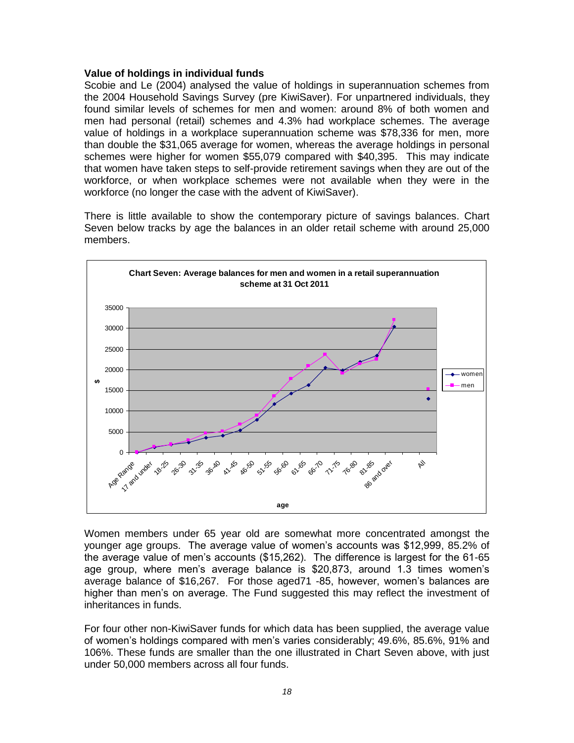**Value of holdings in individual funds**

Scobie and Le (2004) analysed the value of holdings in superannuation schemes from the 2004 Household Savings Survey (pre KiwiSaver). For unpartnered individuals, they found similar levels of schemes for men and women: around 8% of both women and men had personal (retail) schemes and 4.3% had workplace schemes. The average value of holdings in a workplace superannuation scheme was $78,336 for men, more than double the $31,065 average for women, whereas the average holdings in personal schemes were higher for women $55,079 compared with $40,395. This may indicate that women have taken steps to self-provide retirement savings when they are out of the workforce, or when workplace schemes were not available when they were in the workforce (no longer the case with the advent of KiwiSaver).

There is little available to show the contemporary picture of savings balances. Chart Seven below tracks by age the balances in an older retail scheme with around 25,000 members.

**Chart Seven: Average balances for men and women in a retail superannuation scheme at 31 Oct 2011**

Women members under 65 year old are somewhat more concentrated amongst the younger age groups. The average value of women's accounts was $12,999, 85.2% of the average value of men's accounts ($15,262). The difference is largest for the 61-65 age group, where men's average balance is $20,873, around 1.3 times women's average balance of $16,267. For those aged71 -85, however, women's balances are higher than men's on average. The Fund suggested this may reflect the investment of inheritances in funds.

For four other non-KiwiSaver funds for which data has been supplied, the average value of women's holdings compared with men's varies considerably; 49.6%, 85.6%, 91% and 106%. These funds are smaller than the one illustrated in Chart Seven above, with just under 50,000 members across all four funds.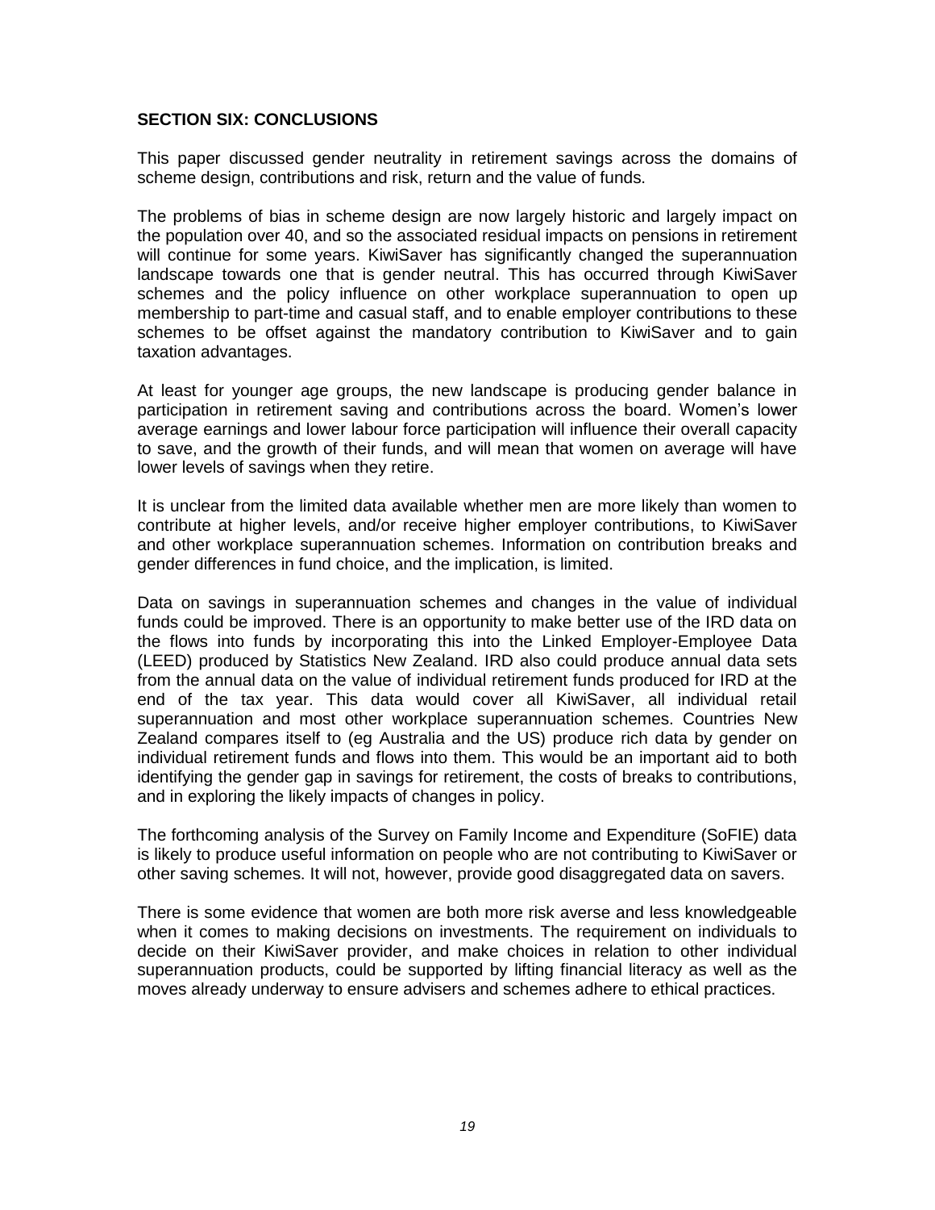## SECTION SIX: CONCLUSIONS

This paper discussed gender neutrality in retirement savings across the domains of scheme design, contributions and risk, return and the value of funds.

The problems of bias in scheme design are now largely historic and largely impact on the population over 40, and so the associated residual impacts on pensions in retirement will continue for some years. KiwiSaver has significantly changed the superannuation landscape towards one that is gender neutral. This has occurred through KiwiSaver schemes and the policy influence on other workplace superannuation to open up membership to part-time and casual staff, and to enable employer contributions to these schemes to be offset against the mandatory contribution to KiwiSaver and to gain taxation advantages.

At least for younger age groups, the new landscape is producing gender balance in participation in retirement saving and contributions across the board. Women's lower average earnings and lower labour force participation will influence their overall capacity to save, and the growth of their funds, and will mean that women on average will have lower levels of savings when they retire.

It is unclear from the limited data available whether men are more likely than women to contribute at higher levels, and/or receive higher employer contributions, to KiwiSaver and other workplace superannuation schemes. Information on contribution breaks and gender differences in fund choice, and the implication, is limited.

Data on savings in superannuation schemes and changes in the value of individual funds could be improved. There is an opportunity to make better use of the IRD data on the flows into funds by incorporating this into the Linked Employer-Employee Data (LEED) produced by Statistics New Zealand. IRD also could produce annual data sets from the annual data on the value of individual retirement funds produced for IRD at the end of the tax year. This data would cover all KiwiSaver, all individual retail superannuation and most other workplace superannuation schemes. Countries New Zealand compares itself to (eg Australia and the US) produce rich data by gender on individual retirement funds and flows into them. This would be an important aid to both identifying the gender gap in savings for retirement, the costs of breaks to contributions, and in exploring the likely impacts of changes in policy.

The forthcoming analysis of the Survey on Family Income and Expenditure (SoFIE) data is likely to produce useful information on people who are not contributing to KiwiSaver or other saving schemes. It will not, however, provide good disaggregated data on savers.

There is some evidence that women are both more risk averse and less knowledgeable when it comes to making decisions on investments. The requirement on individuals to decide on their KiwiSaver provider, and make choices in relation to other individual superannuation products, could be supported by lifting financial literacy as well as the moves already underway to ensure advisers and schemes adhere to ethical practices.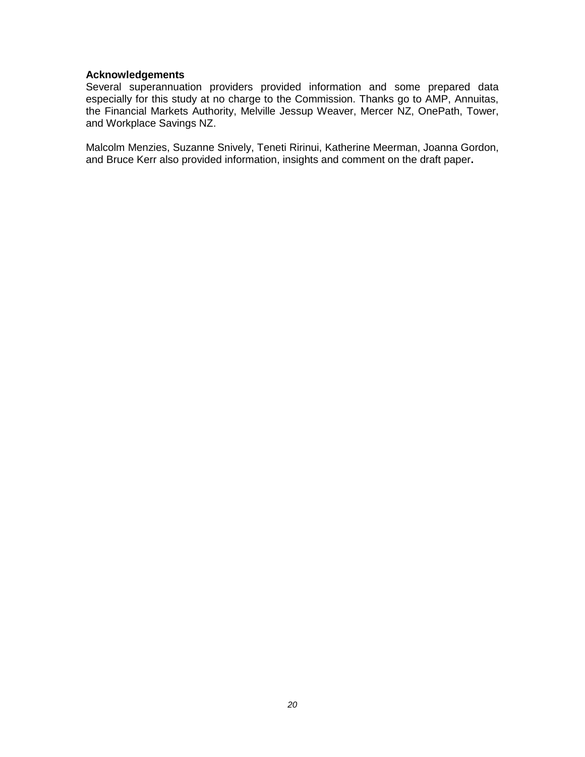**Acknowledgements**

Several superannuation providers provided information and some prepared data especially for this study at no charge to the Commission. Thanks go to AMP, Annuitas, the Financial Markets Authority, Melville Jessup Weaver, Mercer NZ, OnePath, Tower, and Workplace Savings NZ.

Malcolm Menzies, Suzanne Snively, Teneti Ririnui, Katherine Meerman, Joanna Gordon, and Bruce Kerr also provided information, insights and comment on the draft paper.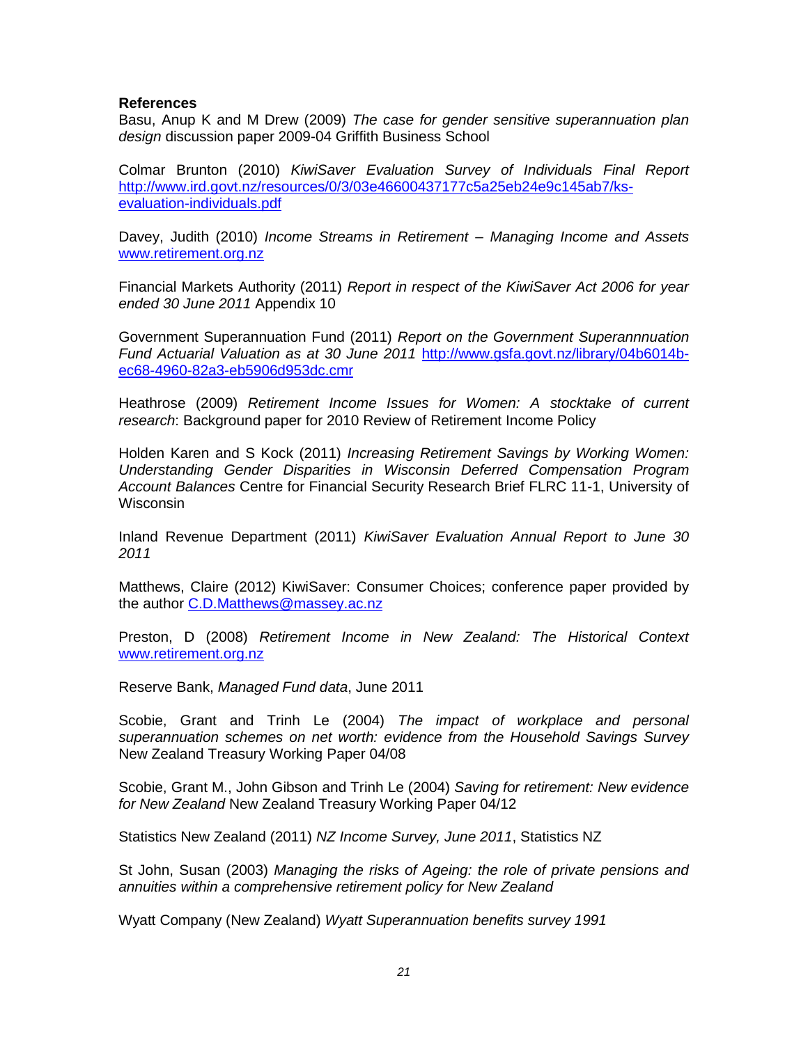**References**

Basu, Anup K and M Drew (2009) *The case for gender sensitive superannuation plan design* discussion paper 2009-04 Griffith Business School

Colmar Brunton (2010) *KiwiSaver Evaluation Survey of Individuals Final Report* http://www.ird.govt.nz/resources/0/3/03e46600437177c5a25eb24e9c145ab7/ks-evaluation-individuals.pdf

Davey, Judith (2010) *Income Streams in Retirement – Managing Income and Assets* www.retirement.org.nz

Financial Markets Authority (2011) *Report in respect of the KiwiSaver Act 2006 for year ended 30 June 2011* Appendix 10

Government Superannuation Fund (2011) *Report on the Government Superannnuation Fund Actuarial Valuation as at 30 June 2011* http://www.gsfa.govt.nz/library/04b6014b-ec68-4960-82a3-eb5906d953dc.cmr

Heathrose (2009) *Retirement Income Issues for Women: A stocktake of current research*: Background paper for 2010 Review of Retirement Income Policy

Holden Karen and S Kock (2011) *Increasing Retirement Savings by Working Women: Understanding Gender Disparities in Wisconsin Deferred Compensation Program Account Balances* Centre for Financial Security Research Brief FLRC 11-1, University of Wisconsin

Inland Revenue Department (2011) *KiwiSaver Evaluation Annual Report to June 30 2011*

Matthews, Claire (2012) KiwiSaver: Consumer Choices; conference paper provided by the author C.D.Matthews@massey.ac.nz

Preston, D (2008) *Retirement Income in New Zealand: The Historical Context* www.retirement.org.nz

Reserve Bank, *Managed Fund data*, June 2011

Scobie, Grant and Trinh Le (2004) *The impact of workplace and personal superannuation schemes on net worth: evidence from the Household Savings Survey* New Zealand Treasury Working Paper 04/08

Scobie, Grant M., John Gibson and Trinh Le (2004) *Saving for retirement: New evidence for New Zealand* New Zealand Treasury Working Paper 04/12

Statistics New Zealand (2011) *NZ Income Survey, June 2011*, Statistics NZ

St John, Susan (2003) *Managing the risks of Ageing: the role of private pensions and annuities within a comprehensive retirement policy for New Zealand*

Wyatt Company (New Zealand) *Wyatt Superannuation benefits survey 1991*